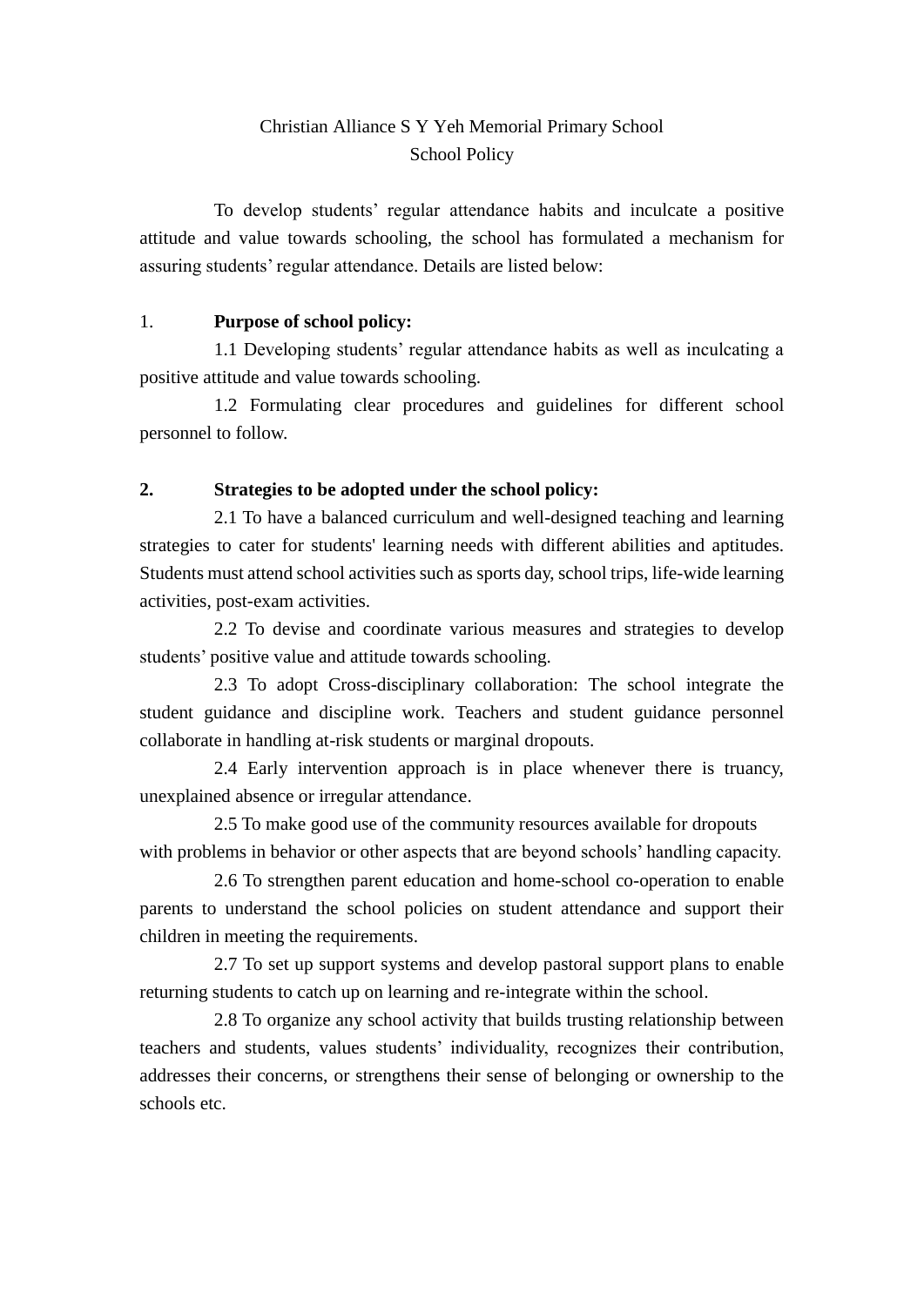# Christian Alliance S Y Yeh Memorial Primary School
## School Policy

To develop students' regular attendance habits and inculcate a positive attitude and value towards schooling, the school has formulated a mechanism for assuring students' regular attendance. Details are listed below:

1. **Purpose of school policy:**

1.1 Developing students' regular attendance habits as well as inculcating a positive attitude and value towards schooling.

1.2 Formulating clear procedures and guidelines for different school personnel to follow.

**2. Strategies to be adopted under the school policy:**

2.1 To have a balanced curriculum and well-designed teaching and learning strategies to cater for students' learning needs with different abilities and aptitudes. Students must attend school activities such as sports day, school trips, life-wide learning activities, post-exam activities.

2.2 To devise and coordinate various measures and strategies to develop students' positive value and attitude towards schooling.

2.3 To adopt Cross-disciplinary collaboration: The school integrate the student guidance and discipline work. Teachers and student guidance personnel collaborate in handling at-risk students or marginal dropouts.

2.4 Early intervention approach is in place whenever there is truancy, unexplained absence or irregular attendance.

2.5 To make good use of the community resources available for dropouts with problems in behavior or other aspects that are beyond schools' handling capacity.

2.6 To strengthen parent education and home-school co-operation to enable parents to understand the school policies on student attendance and support their children in meeting the requirements.

2.7 To set up support systems and develop pastoral support plans to enable returning students to catch up on learning and re-integrate within the school.

2.8 To organize any school activity that builds trusting relationship between teachers and students, values students' individuality, recognizes their contribution, addresses their concerns, or strengthens their sense of belonging or ownership to the schools etc.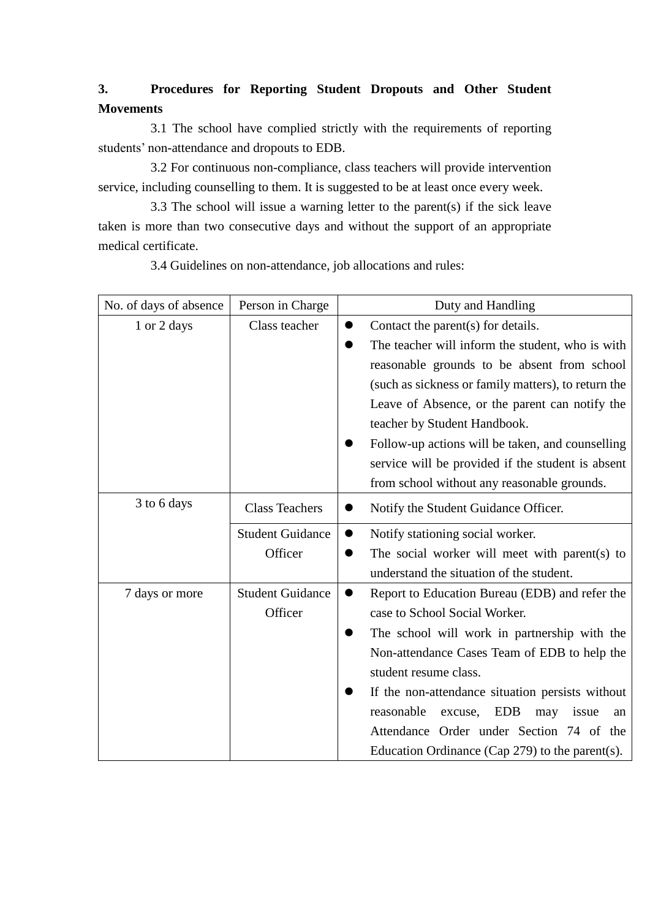### 3. Procedures for Reporting Student Dropouts and Other Student Movements

3.1 The school have complied strictly with the requirements of reporting students' non-attendance and dropouts to EDB.

3.2 For continuous non-compliance, class teachers will provide intervention service, including counselling to them. It is suggested to be at least once every week.

3.3 The school will issue a warning letter to the parent(s) if the sick leave taken is more than two consecutive days and without the support of an appropriate medical certificate.

3.4 Guidelines on non-attendance, job allocations and rules:

| No. of days of absence | Person in Charge | Duty and Handling |
|---|---|---|
| 1 or 2 days | Class teacher | ● Contact the parent(s) for details.<br>● The teacher will inform the student, who is with reasonable grounds to be absent from school (such as sickness or family matters), to return the Leave of Absence, or the parent can notify the teacher by Student Handbook.<br>● Follow-up actions will be taken, and counselling service will be provided if the student is absent from school without any reasonable grounds. |
| 3 to 6 days | Class Teachers | ● Notify the Student Guidance Officer. |
| | Student Guidance Officer | ● Notify stationing social worker.<br>● The social worker will meet with parent(s) to understand the situation of the student. |
| 7 days or more | Student Guidance Officer | ● Report to Education Bureau (EDB) and refer the case to School Social Worker.<br>● The school will work in partnership with the Non-attendance Cases Team of EDB to help the student resume class.<br>● If the non-attendance situation persists without reasonable excuse, EDB may issue an Attendance Order under Section 74 of the Education Ordinance (Cap 279) to the parent(s). |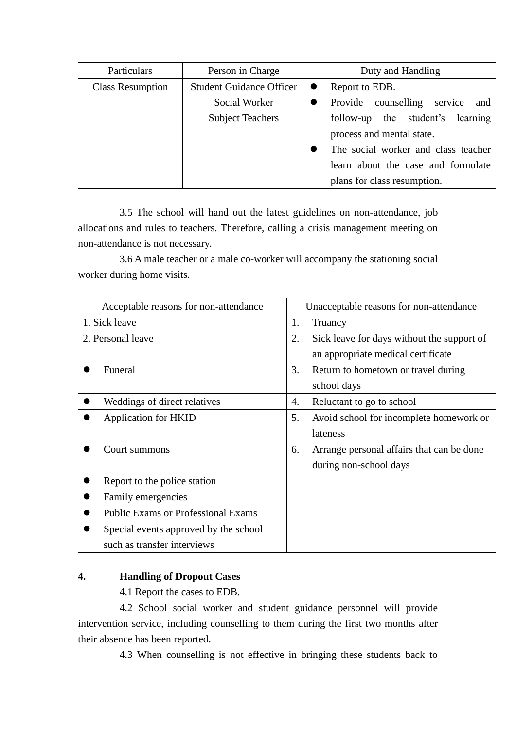| Particulars | Person in Charge | Duty and Handling |
|---|---|---|
| Class Resumption | Student Guidance Officer<br>Social Worker<br>Subject Teachers | • Report to EDB.<br>• Provide counselling service and follow-up the student's learning process and mental state.<br>• The social worker and class teacher learn about the case and formulate plans for class resumption. |

3.5 The school will hand out the latest guidelines on non-attendance, job allocations and rules to teachers. Therefore, calling a crisis management meeting on non-attendance is not necessary.

3.6 A male teacher or a male co-worker will accompany the stationing social worker during home visits.

| Acceptable reasons for non-attendance | Unacceptable reasons for non-attendance |
|---|---|
| 1. Sick leave | 1. Truancy |
| 2. Personal leave | 2. Sick leave for days without the support of an appropriate medical certificate |
| • Funeral | 3. Return to hometown or travel during school days |
| • Weddings of direct relatives | 4. Reluctant to go to school |
| • Application for HKID | 5. Avoid school for incomplete homework or lateness |
| • Court summons | 6. Arrange personal affairs that can be done during non-school days |
| • Report to the police station | |
| • Family emergencies | |
| • Public Exams or Professional Exams | |
| • Special events approved by the school such as transfer interviews | |

**4. Handling of Dropout Cases**

4.1 Report the cases to EDB.

4.2 School social worker and student guidance personnel will provide intervention service, including counselling to them during the first two months after their absence has been reported.

4.3 When counselling is not effective in bringing these students back to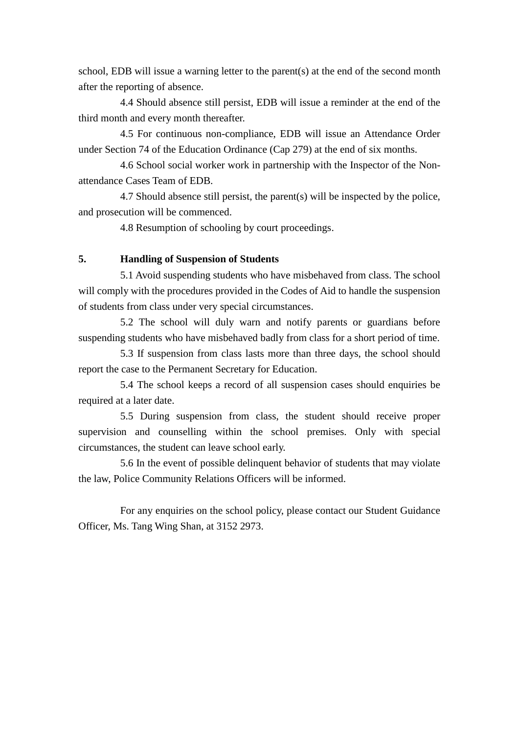school, EDB will issue a warning letter to the parent(s) at the end of the second month after the reporting of absence.

4.4 Should absence still persist, EDB will issue a reminder at the end of the third month and every month thereafter.

4.5 For continuous non-compliance, EDB will issue an Attendance Order under Section 74 of the Education Ordinance (Cap 279) at the end of six months.

4.6 School social worker work in partnership with the Inspector of the Non-attendance Cases Team of EDB.

4.7 Should absence still persist, the parent(s) will be inspected by the police, and prosecution will be commenced.

4.8 Resumption of schooling by court proceedings.

## 5. Handling of Suspension of Students

5.1 Avoid suspending students who have misbehaved from class. The school will comply with the procedures provided in the Codes of Aid to handle the suspension of students from class under very special circumstances.

5.2 The school will duly warn and notify parents or guardians before suspending students who have misbehaved badly from class for a short period of time.

5.3 If suspension from class lasts more than three days, the school should report the case to the Permanent Secretary for Education.

5.4 The school keeps a record of all suspension cases should enquiries be required at a later date.

5.5 During suspension from class, the student should receive proper supervision and counselling within the school premises. Only with special circumstances, the student can leave school early.

5.6 In the event of possible delinquent behavior of students that may violate the law, Police Community Relations Officers will be informed.

For any enquiries on the school policy, please contact our Student Guidance Officer, Ms. Tang Wing Shan, at 3152 2973.